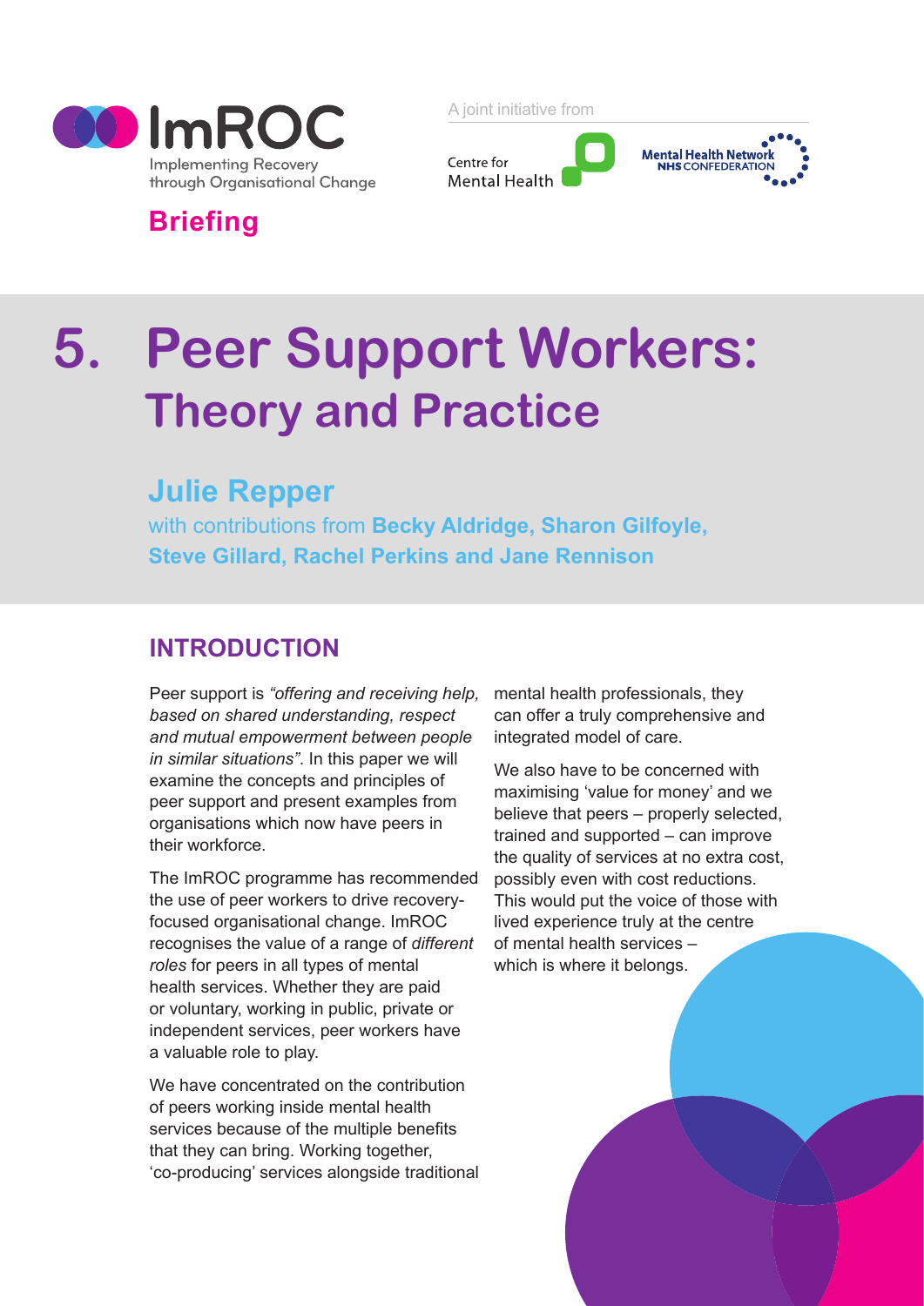ImROC

Implementing Recovery through Organisational Change

A joint initiative from

Centre for Mental Health

Mental Health Network NHS CONFEDERATION

**Briefing**

# 5. Peer Support Workers: Theory and Practice

## Julie Repper

with contributions from **Becky Aldridge, Sharon Gilfoyle, Steve Gillard, Rachel Perkins and Jane Rennison**

## INTRODUCTION

Peer support is *"offering and receiving help, based on shared understanding, respect and mutual empowerment between people in similar situations"*. In this paper we will examine the concepts and principles of peer support and present examples from organisations which now have peers in their workforce.

The ImROC programme has recommended the use of peer workers to drive recovery-focused organisational change. ImROC recognises the value of a range of *different roles* for peers in all types of mental health services. Whether they are paid or voluntary, working in public, private or independent services, peer workers have a valuable role to play.

We have concentrated on the contribution of peers working inside mental health services because of the multiple benefits that they can bring. Working together, 'co-producing' services alongside traditional mental health professionals, they can offer a truly comprehensive and integrated model of care.

We also have to be concerned with maximising 'value for money' and we believe that peers – properly selected, trained and supported – can improve the quality of services at no extra cost, possibly even with cost reductions. This would put the voice of those with lived experience truly at the centre of mental health services – which is where it belongs.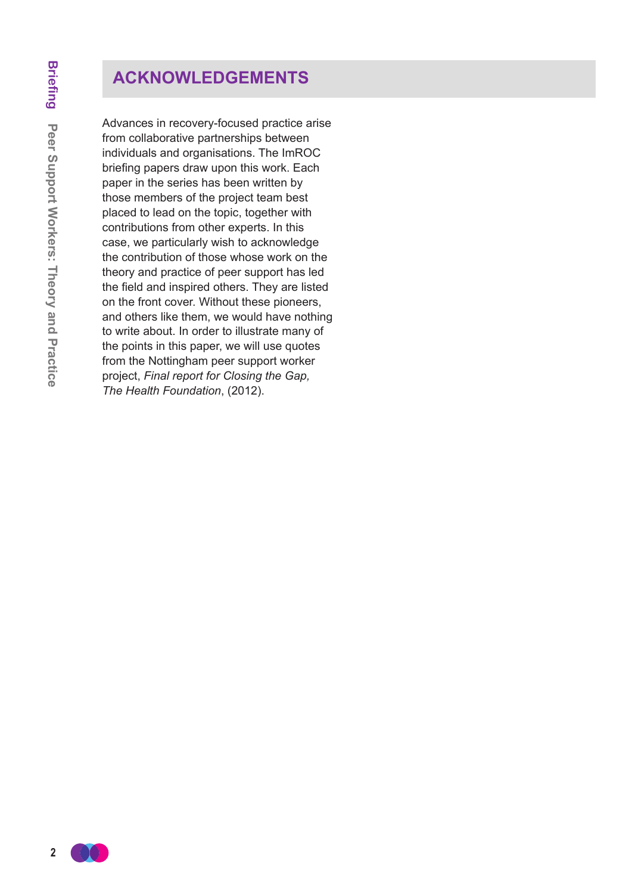## ACKNOWLEDGEMENTS

Advances in recovery-focused practice arise from collaborative partnerships between individuals and organisations. The ImROC briefing papers draw upon this work. Each paper in the series has been written by those members of the project team best placed to lead on the topic, together with contributions from other experts. In this case, we particularly wish to acknowledge the contribution of those whose work on the theory and practice of peer support has led the field and inspired others. They are listed on the front cover. Without these pioneers, and others like them, we would have nothing to write about. In order to illustrate many of the points in this paper, we will use quotes from the Nottingham peer support worker project, *Final report for Closing the Gap, The Health Foundation*, (2012).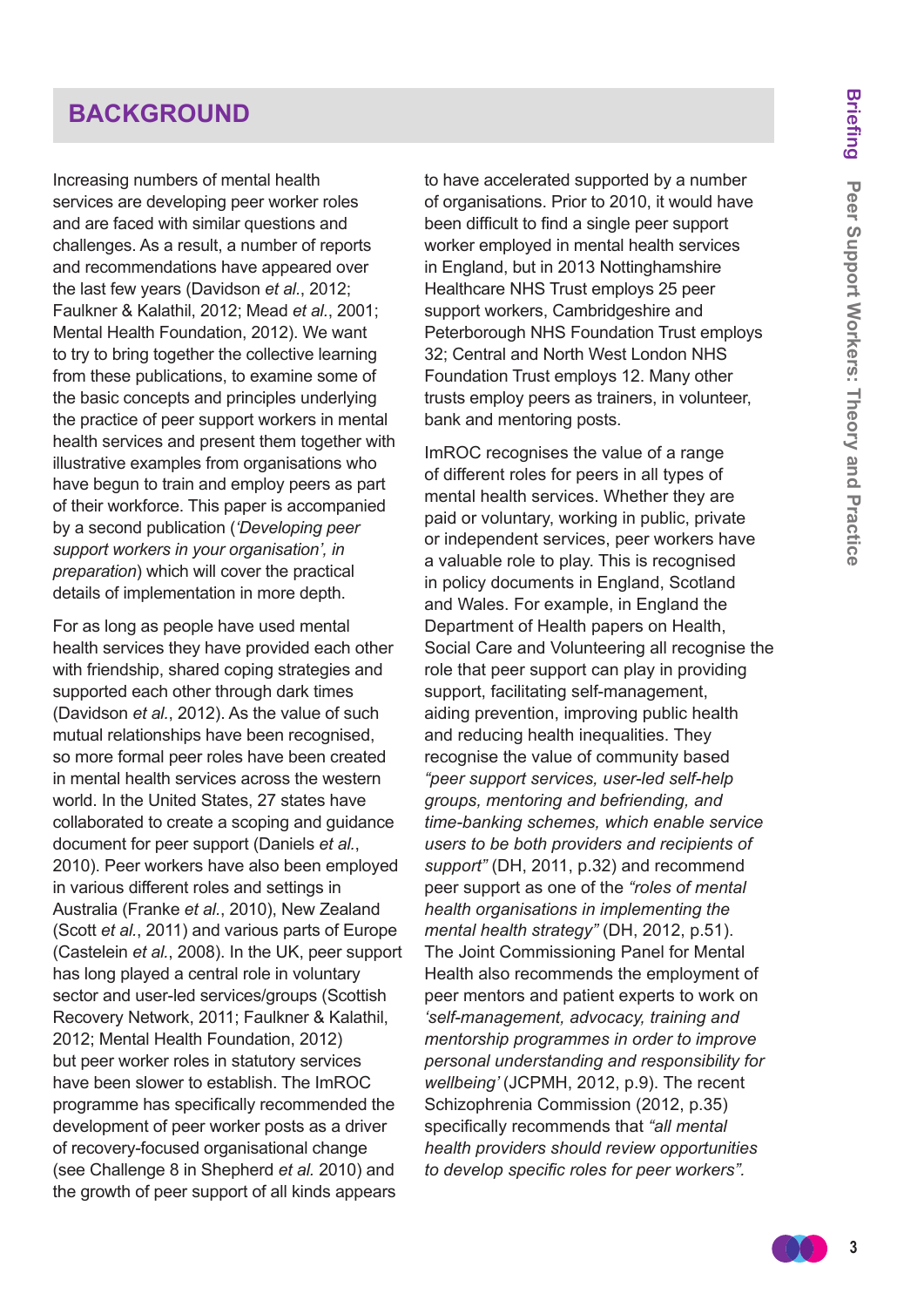## BACKGROUND

Increasing numbers of mental health services are developing peer worker roles and are faced with similar questions and challenges. As a result, a number of reports and recommendations have appeared over the last few years (Davidson *et al.*, 2012; Faulkner & Kalathil, 2012; Mead *et al.*, 2001; Mental Health Foundation, 2012). We want to try to bring together the collective learning from these publications, to examine some of the basic concepts and principles underlying the practice of peer support workers in mental health services and present them together with illustrative examples from organisations who have begun to train and employ peers as part of their workforce. This paper is accompanied by a second publication (*'Developing peer support workers in your organisation', in preparation*) which will cover the practical details of implementation in more depth.

For as long as people have used mental health services they have provided each other with friendship, shared coping strategies and supported each other through dark times (Davidson *et al.*, 2012). As the value of such mutual relationships have been recognised, so more formal peer roles have been created in mental health services across the western world. In the United States, 27 states have collaborated to create a scoping and guidance document for peer support (Daniels *et al.*, 2010). Peer workers have also been employed in various different roles and settings in Australia (Franke *et al.*, 2010), New Zealand (Scott *et al.*, 2011) and various parts of Europe (Castelein *et al.*, 2008). In the UK, peer support has long played a central role in voluntary sector and user-led services/groups (Scottish Recovery Network, 2011; Faulkner & Kalathil, 2012; Mental Health Foundation, 2012) but peer worker roles in statutory services have been slower to establish. The ImROC programme has specifically recommended the development of peer worker posts as a driver of recovery-focused organisational change (see Challenge 8 in Shepherd *et al.* 2010) and the growth of peer support of all kinds appears to have accelerated supported by a number of organisations. Prior to 2010, it would have been difficult to find a single peer support worker employed in mental health services in England, but in 2013 Nottinghamshire Healthcare NHS Trust employs 25 peer support workers, Cambridgeshire and Peterborough NHS Foundation Trust employs 32; Central and North West London NHS Foundation Trust employs 12. Many other trusts employ peers as trainers, in volunteer, bank and mentoring posts.

ImROC recognises the value of a range of different roles for peers in all types of mental health services. Whether they are paid or voluntary, working in public, private or independent services, peer workers have a valuable role to play. This is recognised in policy documents in England, Scotland and Wales. For example, in England the Department of Health papers on Health, Social Care and Volunteering all recognise the role that peer support can play in providing support, facilitating self-management, aiding prevention, improving public health and reducing health inequalities. They recognise the value of community based *"peer support services, user-led self-help groups, mentoring and befriending, and time-banking schemes, which enable service users to be both providers and recipients of support"* (DH, 2011, p.32) and recommend peer support as one of the *"roles of mental health organisations in implementing the mental health strategy"* (DH, 2012, p.51). The Joint Commissioning Panel for Mental Health also recommends the employment of peer mentors and patient experts to work on *'self-management, advocacy, training and mentorship programmes in order to improve personal understanding and responsibility for wellbeing'* (JCPMH, 2012, p.9). The recent Schizophrenia Commission (2012, p.35) specifically recommends that *"all mental health providers should review opportunities to develop specific roles for peer workers".*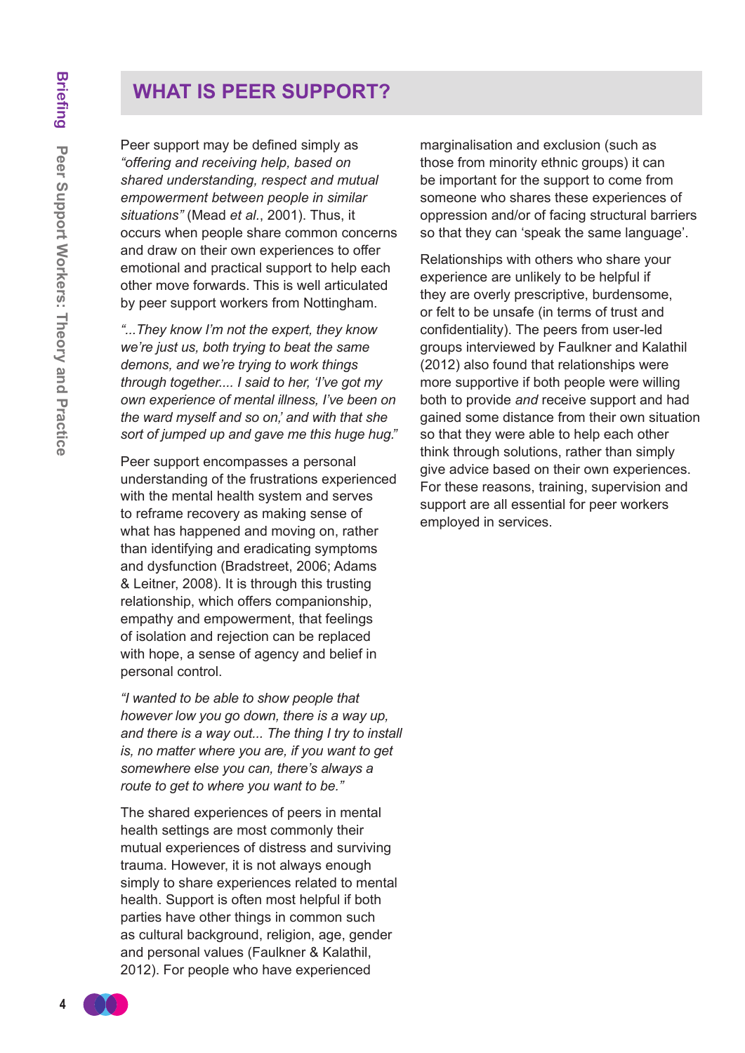# WHAT IS PEER SUPPORT?

Peer support may be defined simply as *"offering and receiving help, based on shared understanding, respect and mutual empowerment between people in similar situations"* (Mead *et al.*, 2001). Thus, it occurs when people share common concerns and draw on their own experiences to offer emotional and practical support to help each other move forwards. This is well articulated by peer support workers from Nottingham.

*"...They know I'm not the expert, they know we're just us, both trying to beat the same demons, and we're trying to work things through together.... I said to her, 'I've got my own experience of mental illness, I've been on the ward myself and so on,' and with that she sort of jumped up and gave me this huge hug."*

Peer support encompasses a personal understanding of the frustrations experienced with the mental health system and serves to reframe recovery as making sense of what has happened and moving on, rather than identifying and eradicating symptoms and dysfunction (Bradstreet, 2006; Adams & Leitner, 2008). It is through this trusting relationship, which offers companionship, empathy and empowerment, that feelings of isolation and rejection can be replaced with hope, a sense of agency and belief in personal control.

*"I wanted to be able to show people that however low you go down, there is a way up, and there is a way out... The thing I try to install is, no matter where you are, if you want to get somewhere else you can, there's always a route to get to where you want to be."*

The shared experiences of peers in mental health settings are most commonly their mutual experiences of distress and surviving trauma. However, it is not always enough simply to share experiences related to mental health. Support is often most helpful if both parties have other things in common such as cultural background, religion, age, gender and personal values (Faulkner & Kalathil, 2012). For people who have experienced marginalisation and exclusion (such as those from minority ethnic groups) it can be important for the support to come from someone who shares these experiences of oppression and/or of facing structural barriers so that they can 'speak the same language'.

Relationships with others who share your experience are unlikely to be helpful if they are overly prescriptive, burdensome, or felt to be unsafe (in terms of trust and confidentiality). The peers from user-led groups interviewed by Faulkner and Kalathil (2012) also found that relationships were more supportive if both people were willing both to provide *and* receive support and had gained some distance from their own situation so that they were able to help each other think through solutions, rather than simply give advice based on their own experiences. For these reasons, training, supervision and support are all essential for peer workers employed in services.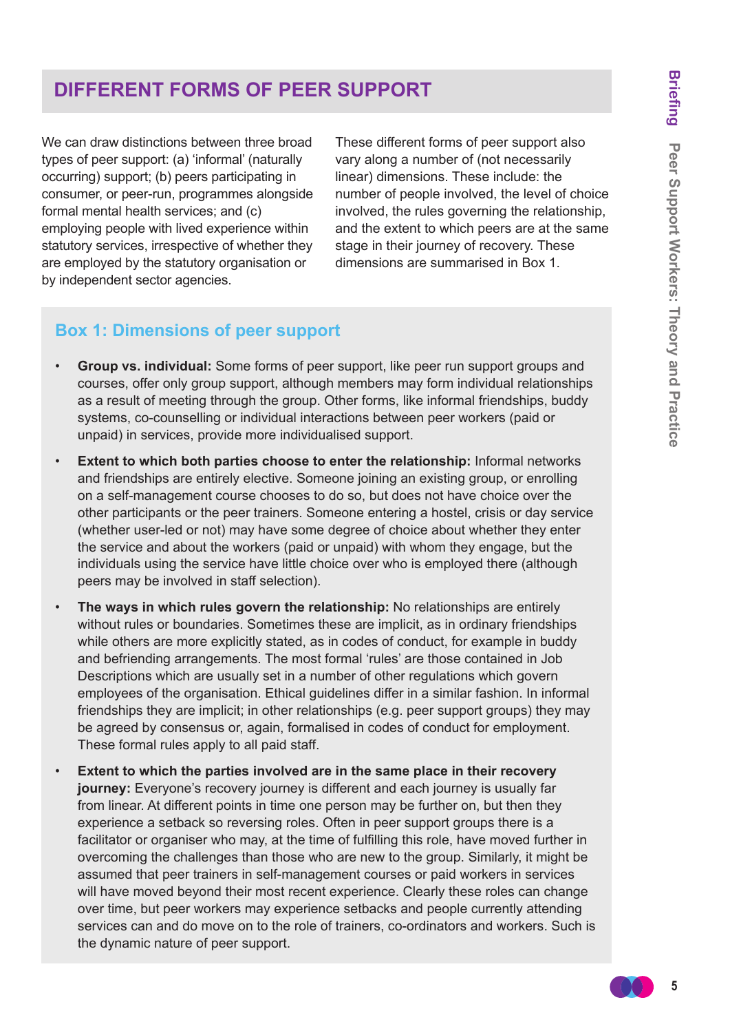## DIFFERENT FORMS OF PEER SUPPORT

We can draw distinctions between three broad types of peer support: (a) 'informal' (naturally occurring) support; (b) peers participating in consumer, or peer-run, programmes alongside formal mental health services; and (c) employing people with lived experience within statutory services, irrespective of whether they are employed by the statutory organisation or by independent sector agencies.

These different forms of peer support also vary along a number of (not necessarily linear) dimensions. These include: the number of people involved, the level of choice involved, the rules governing the relationship, and the extent to which peers are at the same stage in their journey of recovery. These dimensions are summarised in Box 1.

### Box 1: Dimensions of peer support

- **Group vs. individual:** Some forms of peer support, like peer run support groups and courses, offer only group support, although members may form individual relationships as a result of meeting through the group. Other forms, like informal friendships, buddy systems, co-counselling or individual interactions between peer workers (paid or unpaid) in services, provide more individualised support.
- **Extent to which both parties choose to enter the relationship:** Informal networks and friendships are entirely elective. Someone joining an existing group, or enrolling on a self-management course chooses to do so, but does not have choice over the other participants or the peer trainers. Someone entering a hostel, crisis or day service (whether user-led or not) may have some degree of choice about whether they enter the service and about the workers (paid or unpaid) with whom they engage, but the individuals using the service have little choice over who is employed there (although peers may be involved in staff selection).
- **The ways in which rules govern the relationship:** No relationships are entirely without rules or boundaries. Sometimes these are implicit, as in ordinary friendships while others are more explicitly stated, as in codes of conduct, for example in buddy and befriending arrangements. The most formal 'rules' are those contained in Job Descriptions which are usually set in a number of other regulations which govern employees of the organisation. Ethical guidelines differ in a similar fashion. In informal friendships they are implicit; in other relationships (e.g. peer support groups) they may be agreed by consensus or, again, formalised in codes of conduct for employment. These formal rules apply to all paid staff.
- **Extent to which the parties involved are in the same place in their recovery journey:** Everyone's recovery journey is different and each journey is usually far from linear. At different points in time one person may be further on, but then they experience a setback so reversing roles. Often in peer support groups there is a facilitator or organiser who may, at the time of fulfilling this role, have moved further in overcoming the challenges than those who are new to the group. Similarly, it might be assumed that peer trainers in self-management courses or paid workers in services will have moved beyond their most recent experience. Clearly these roles can change over time, but peer workers may experience setbacks and people currently attending services can and do move on to the role of trainers, co-ordinators and workers. Such is the dynamic nature of peer support.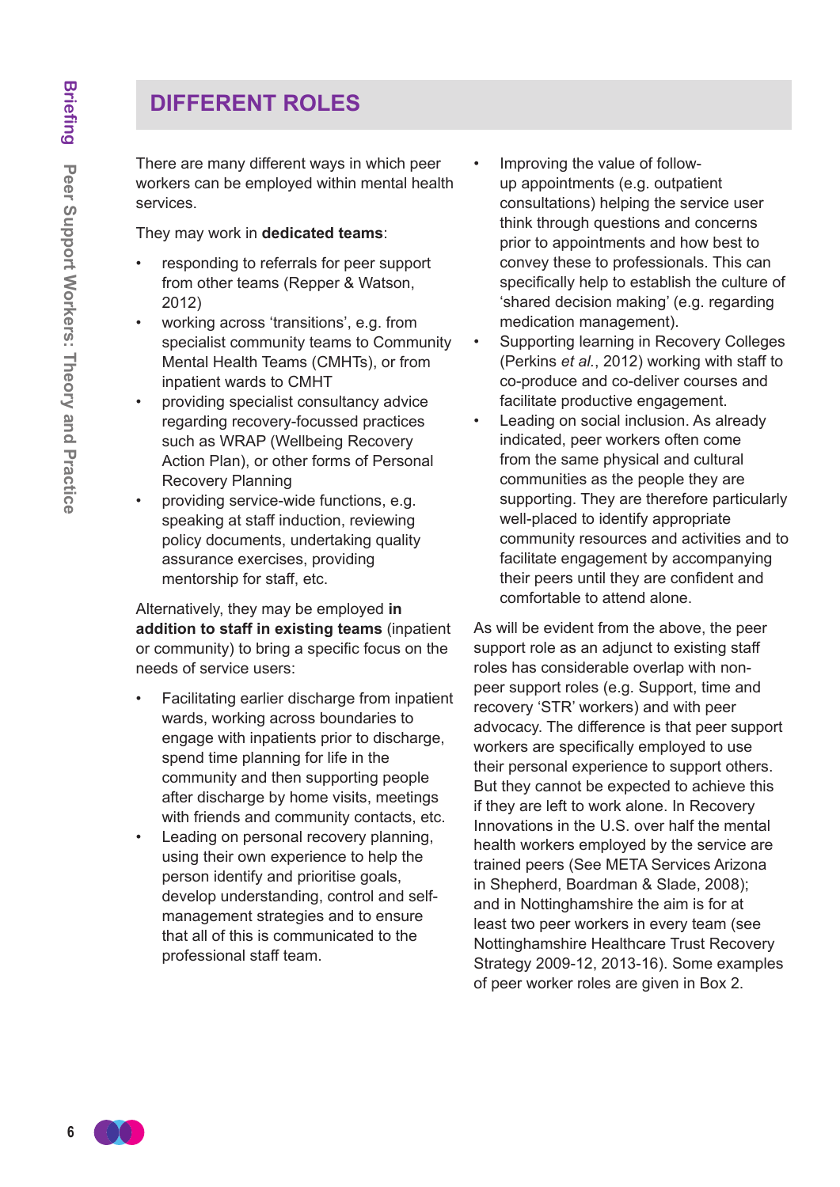## DIFFERENT ROLES

There are many different ways in which peer workers can be employed within mental health services.

They may work in **dedicated teams**:

- responding to referrals for peer support from other teams (Repper & Watson, 2012)
- working across 'transitions', e.g. from specialist community teams to Community Mental Health Teams (CMHTs), or from inpatient wards to CMHT
- providing specialist consultancy advice regarding recovery-focussed practices such as WRAP (Wellbeing Recovery Action Plan), or other forms of Personal Recovery Planning
- providing service-wide functions, e.g. speaking at staff induction, reviewing policy documents, undertaking quality assurance exercises, providing mentorship for staff, etc.

Alternatively, they may be employed **in addition to staff in existing teams** (inpatient or community) to bring a specific focus on the needs of service users:

- Facilitating earlier discharge from inpatient wards, working across boundaries to engage with inpatients prior to discharge, spend time planning for life in the community and then supporting people after discharge by home visits, meetings with friends and community contacts, etc.
- Leading on personal recovery planning, using their own experience to help the person identify and prioritise goals, develop understanding, control and self-management strategies and to ensure that all of this is communicated to the professional staff team.
- Improving the value of follow-up appointments (e.g. outpatient consultations) helping the service user think through questions and concerns prior to appointments and how best to convey these to professionals. This can specifically help to establish the culture of 'shared decision making' (e.g. regarding medication management).
- Supporting learning in Recovery Colleges (Perkins *et al.*, 2012) working with staff to co-produce and co-deliver courses and facilitate productive engagement.
- Leading on social inclusion. As already indicated, peer workers often come from the same physical and cultural communities as the people they are supporting. They are therefore particularly well-placed to identify appropriate community resources and activities and to facilitate engagement by accompanying their peers until they are confident and comfortable to attend alone.

As will be evident from the above, the peer support role as an adjunct to existing staff roles has considerable overlap with non-peer support roles (e.g. Support, time and recovery 'STR' workers) and with peer advocacy. The difference is that peer support workers are specifically employed to use their personal experience to support others. But they cannot be expected to achieve this if they are left to work alone. In Recovery Innovations in the U.S. over half the mental health workers employed by the service are trained peers (See META Services Arizona in Shepherd, Boardman & Slade, 2008); and in Nottinghamshire the aim is for at least two peer workers in every team (see Nottinghamshire Healthcare Trust Recovery Strategy 2009-12, 2013-16). Some examples of peer worker roles are given in Box 2.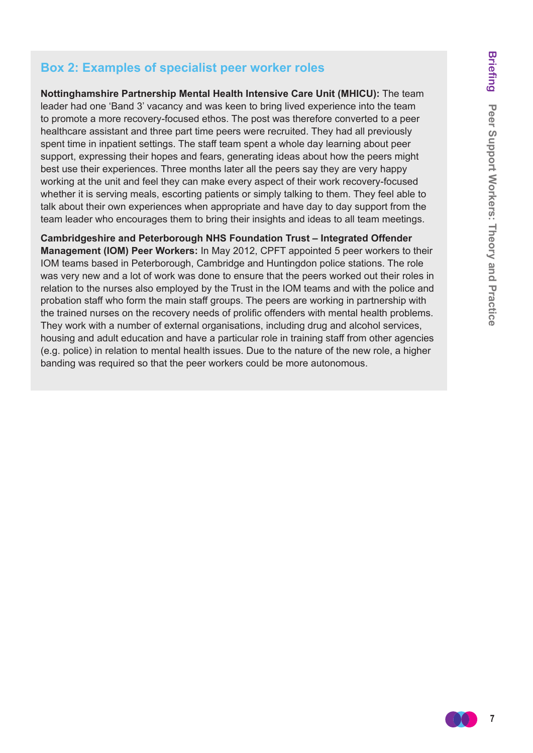## Box 2: Examples of specialist peer worker roles

**Nottinghamshire Partnership Mental Health Intensive Care Unit (MHICU):** The team leader had one 'Band 3' vacancy and was keen to bring lived experience into the team to promote a more recovery-focused ethos. The post was therefore converted to a peer healthcare assistant and three part time peers were recruited. They had all previously spent time in inpatient settings. The staff team spent a whole day learning about peer support, expressing their hopes and fears, generating ideas about how the peers might best use their experiences. Three months later all the peers say they are very happy working at the unit and feel they can make every aspect of their work recovery-focused whether it is serving meals, escorting patients or simply talking to them. They feel able to talk about their own experiences when appropriate and have day to day support from the team leader who encourages them to bring their insights and ideas to all team meetings.

**Cambridgeshire and Peterborough NHS Foundation Trust – Integrated Offender Management (IOM) Peer Workers:** In May 2012, CPFT appointed 5 peer workers to their IOM teams based in Peterborough, Cambridge and Huntingdon police stations. The role was very new and a lot of work was done to ensure that the peers worked out their roles in relation to the nurses also employed by the Trust in the IOM teams and with the police and probation staff who form the main staff groups. The peers are working in partnership with the trained nurses on the recovery needs of prolific offenders with mental health problems. They work with a number of external organisations, including drug and alcohol services, housing and adult education and have a particular role in training staff from other agencies (e.g. police) in relation to mental health issues. Due to the nature of the new role, a higher banding was required so that the peer workers could be more autonomous.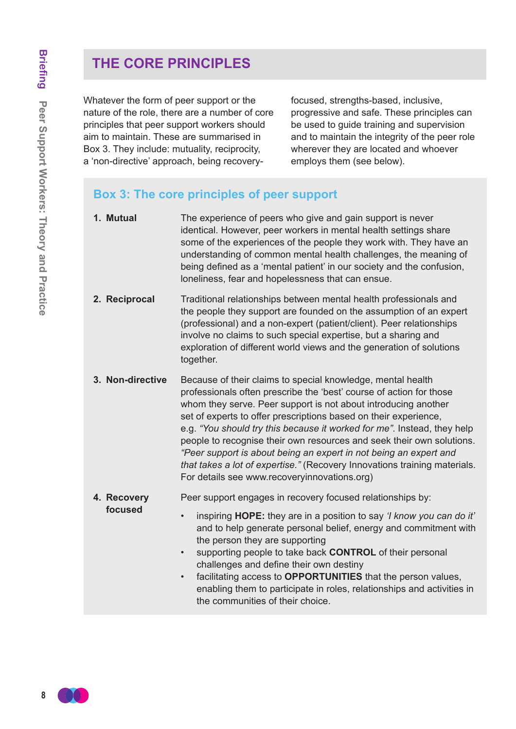## THE CORE PRINCIPLES

Whatever the form of peer support or the nature of the role, there are a number of core principles that peer support workers should aim to maintain. These are summarised in Box 3. They include: mutuality, reciprocity, a 'non-directive' approach, being recovery-focused, strengths-based, inclusive, progressive and safe. These principles can be used to guide training and supervision and to maintain the integrity of the peer role wherever they are located and whoever employs them (see below).

### Box 3: The core principles of peer support

**1. Mutual**

The experience of peers who give and gain support is never identical. However, peer workers in mental health settings share some of the experiences of the people they work with. They have an understanding of common mental health challenges, the meaning of being defined as a 'mental patient' in our society and the confusion, loneliness, fear and hopelessness that can ensue.

**2. Reciprocal**

Traditional relationships between mental health professionals and the people they support are founded on the assumption of an expert (professional) and a non-expert (patient/client). Peer relationships involve no claims to such special expertise, but a sharing and exploration of different world views and the generation of solutions together.

**3. Non-directive**

Because of their claims to special knowledge, mental health professionals often prescribe the 'best' course of action for those whom they serve. Peer support is not about introducing another set of experts to offer prescriptions based on their experience, e.g. *"You should try this because it worked for me"*. Instead, they help people to recognise their own resources and seek their own solutions. *"Peer support is about being an expert in not being an expert and that takes a lot of expertise."* (Recovery Innovations training materials. For details see www.recoveryinnovations.org)

**4. Recovery focused**

Peer support engages in recovery focused relationships by:

- inspiring **HOPE:** they are in a position to say *'I know you can do it'* and to help generate personal belief, energy and commitment with the person they are supporting
- supporting people to take back **CONTROL** of their personal challenges and define their own destiny
- facilitating access to **OPPORTUNITIES** that the person values, enabling them to participate in roles, relationships and activities in the communities of their choice.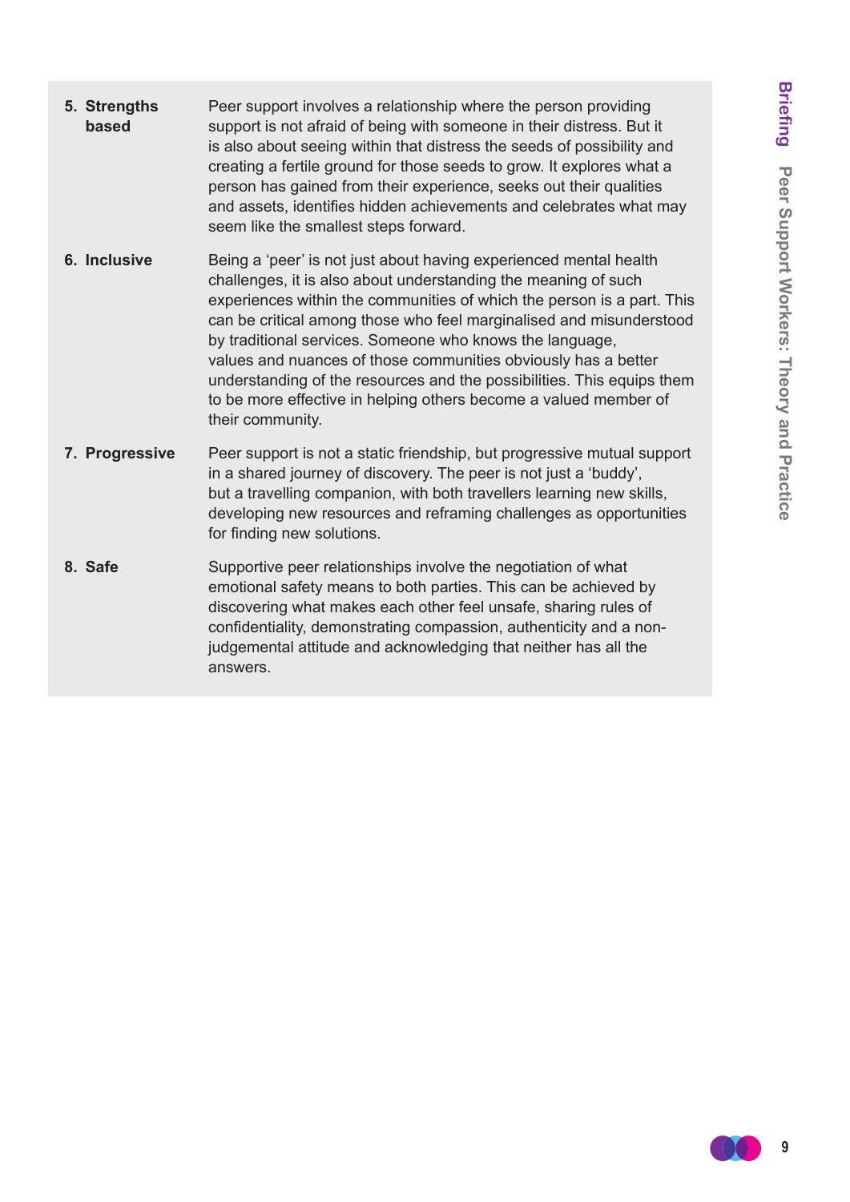| | |
|---|---|
| **5. Strengths based** | Peer support involves a relationship where the person providing support is not afraid of being with someone in their distress. But it is also about seeing within that distress the seeds of possibility and creating a fertile ground for those seeds to grow. It explores what a person has gained from their experience, seeks out their qualities and assets, identifies hidden achievements and celebrates what may seem like the smallest steps forward. |
| **6. Inclusive** | Being a 'peer' is not just about having experienced mental health challenges, it is also about understanding the meaning of such experiences within the communities of which the person is a part. This can be critical among those who feel marginalised and misunderstood by traditional services. Someone who knows the language, values and nuances of those communities obviously has a better understanding of the resources and the possibilities. This equips them to be more effective in helping others become a valued member of their community. |
| **7. Progressive** | Peer support is not a static friendship, but progressive mutual support in a shared journey of discovery. The peer is not just a 'buddy', but a travelling companion, with both travellers learning new skills, developing new resources and reframing challenges as opportunities for finding new solutions. |
| **8. Safe** | Supportive peer relationships involve the negotiation of what emotional safety means to both parties. This can be achieved by discovering what makes each other feel unsafe, sharing rules of confidentiality, demonstrating compassion, authenticity and a non-judgemental attitude and acknowledging that neither has all the answers. |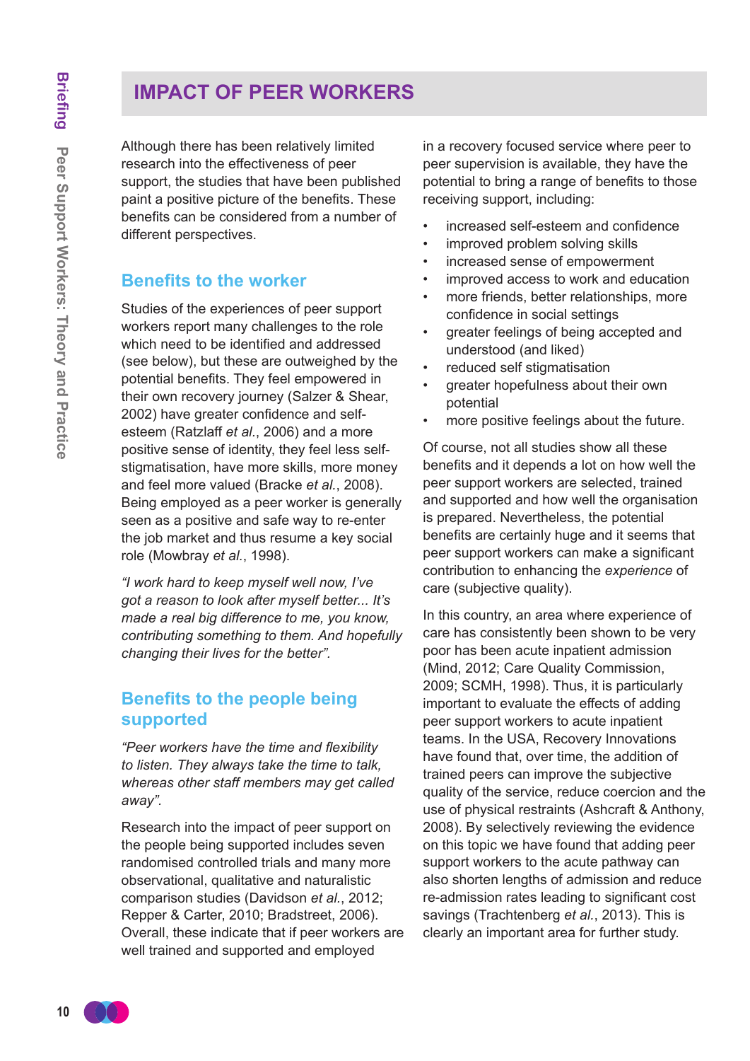# IMPACT OF PEER WORKERS

Although there has been relatively limited research into the effectiveness of peer support, the studies that have been published paint a positive picture of the benefits. These benefits can be considered from a number of different perspectives.

## Benefits to the worker

Studies of the experiences of peer support workers report many challenges to the role which need to be identified and addressed (see below), but these are outweighed by the potential benefits. They feel empowered in their own recovery journey (Salzer & Shear, 2002) have greater confidence and self-esteem (Ratzlaff *et al.*, 2006) and a more positive sense of identity, they feel less self-stigmatisation, have more skills, more money and feel more valued (Bracke *et al.*, 2008). Being employed as a peer worker is generally seen as a positive and safe way to re-enter the job market and thus resume a key social role (Mowbray *et al.*, 1998).

*"I work hard to keep myself well now, I've got a reason to look after myself better... It's made a real big difference to me, you know, contributing something to them. And hopefully changing their lives for the better".*

## Benefits to the people being supported

*"Peer workers have the time and flexibility to listen. They always take the time to talk, whereas other staff members may get called away".*

Research into the impact of peer support on the people being supported includes seven randomised controlled trials and many more observational, qualitative and naturalistic comparison studies (Davidson *et al.*, 2012; Repper & Carter, 2010; Bradstreet, 2006). Overall, these indicate that if peer workers are well trained and supported and employed in a recovery focused service where peer to peer supervision is available, they have the potential to bring a range of benefits to those receiving support, including:

- increased self-esteem and confidence
- improved problem solving skills
- increased sense of empowerment
- improved access to work and education
- more friends, better relationships, more confidence in social settings
- greater feelings of being accepted and understood (and liked)
- reduced self stigmatisation
- greater hopefulness about their own potential
- more positive feelings about the future.

Of course, not all studies show all these benefits and it depends a lot on how well the peer support workers are selected, trained and supported and how well the organisation is prepared. Nevertheless, the potential benefits are certainly huge and it seems that peer support workers can make a significant contribution to enhancing the *experience* of care (subjective quality).

In this country, an area where experience of care has consistently been shown to be very poor has been acute inpatient admission (Mind, 2012; Care Quality Commission, 2009; SCMH, 1998). Thus, it is particularly important to evaluate the effects of adding peer support workers to acute inpatient teams. In the USA, Recovery Innovations have found that, over time, the addition of trained peers can improve the subjective quality of the service, reduce coercion and the use of physical restraints (Ashcraft & Anthony, 2008). By selectively reviewing the evidence on this topic we have found that adding peer support workers to the acute pathway can also shorten lengths of admission and reduce re-admission rates leading to significant cost savings (Trachtenberg *et al.*, 2013). This is clearly an important area for further study.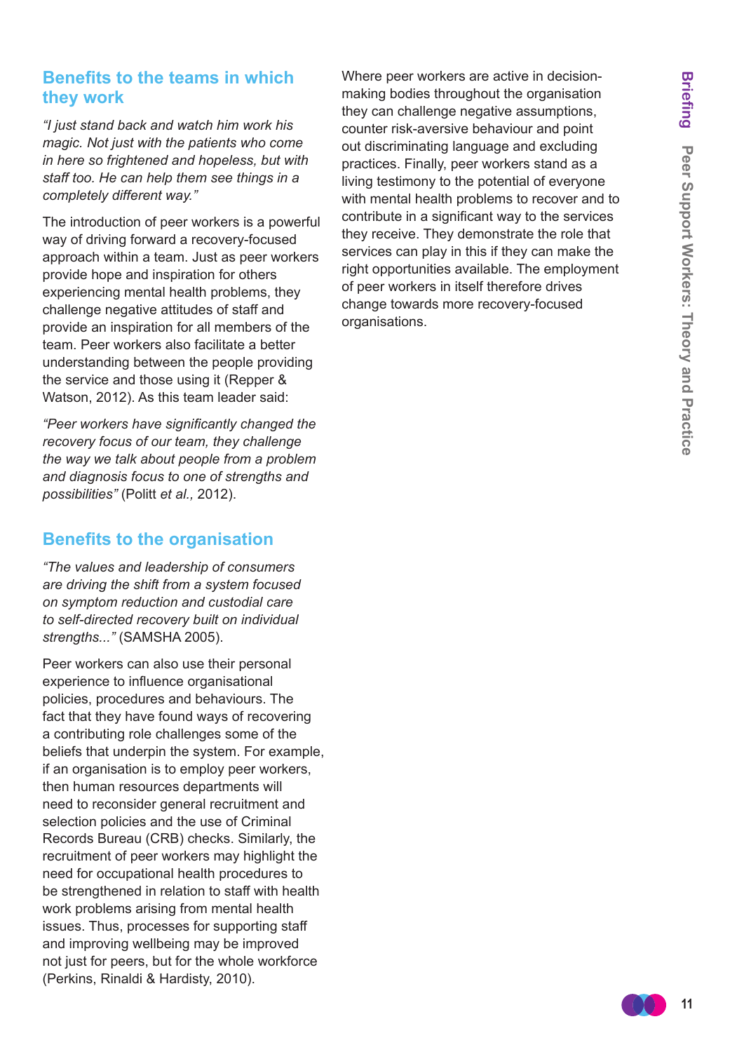## Benefits to the teams in which they work

*"I just stand back and watch him work his magic. Not just with the patients who come in here so frightened and hopeless, but with staff too. He can help them see things in a completely different way."*

The introduction of peer workers is a powerful way of driving forward a recovery-focused approach within a team. Just as peer workers provide hope and inspiration for others experiencing mental health problems, they challenge negative attitudes of staff and provide an inspiration for all members of the team. Peer workers also facilitate a better understanding between the people providing the service and those using it (Repper & Watson, 2012). As this team leader said:

*"Peer workers have significantly changed the recovery focus of our team, they challenge the way we talk about people from a problem and diagnosis focus to one of strengths and possibilities"* (Politt *et al.,* 2012).

## Benefits to the organisation

*"The values and leadership of consumers are driving the shift from a system focused on symptom reduction and custodial care to self-directed recovery built on individual strengths..."* (SAMSHA 2005).

Peer workers can also use their personal experience to influence organisational policies, procedures and behaviours. The fact that they have found ways of recovering a contributing role challenges some of the beliefs that underpin the system. For example, if an organisation is to employ peer workers, then human resources departments will need to reconsider general recruitment and selection policies and the use of Criminal Records Bureau (CRB) checks. Similarly, the recruitment of peer workers may highlight the need for occupational health procedures to be strengthened in relation to staff with health work problems arising from mental health issues. Thus, processes for supporting staff and improving wellbeing may be improved not just for peers, but for the whole workforce (Perkins, Rinaldi & Hardisty, 2010).

Where peer workers are active in decision-making bodies throughout the organisation they can challenge negative assumptions, counter risk-aversive behaviour and point out discriminating language and excluding practices. Finally, peer workers stand as a living testimony to the potential of everyone with mental health problems to recover and to contribute in a significant way to the services they receive. They demonstrate the role that services can play in this if they can make the right opportunities available. The employment of peer workers in itself therefore drives change towards more recovery-focused organisations.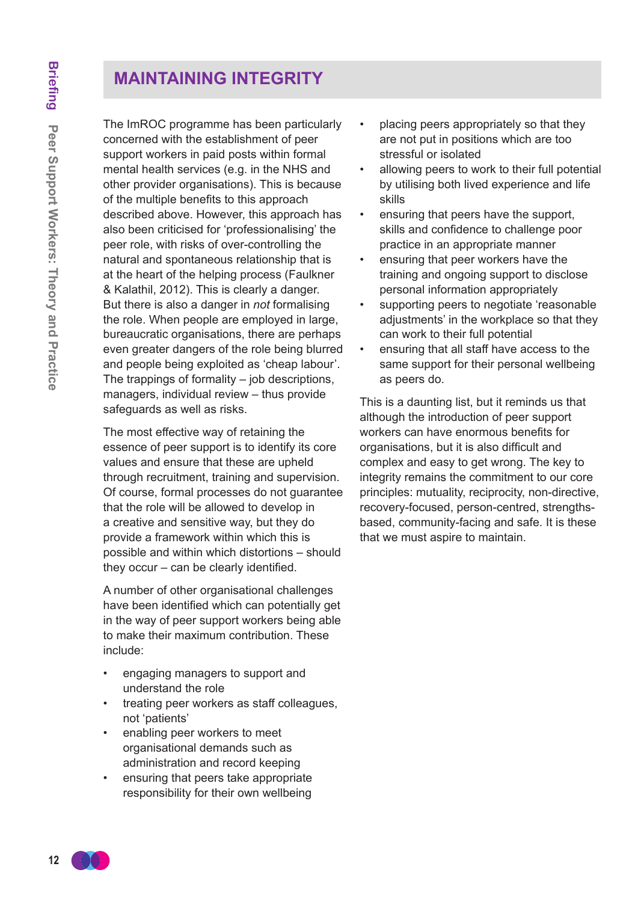## MAINTAINING INTEGRITY

The ImROC programme has been particularly concerned with the establishment of peer support workers in paid posts within formal mental health services (e.g. in the NHS and other provider organisations). This is because of the multiple benefits to this approach described above. However, this approach has also been criticised for 'professionalising' the peer role, with risks of over-controlling the natural and spontaneous relationship that is at the heart of the helping process (Faulkner & Kalathil, 2012). This is clearly a danger. But there is also a danger in *not* formalising the role. When people are employed in large, bureaucratic organisations, there are perhaps even greater dangers of the role being blurred and people being exploited as 'cheap labour'. The trappings of formality – job descriptions, managers, individual review – thus provide safeguards as well as risks.

The most effective way of retaining the essence of peer support is to identify its core values and ensure that these are upheld through recruitment, training and supervision. Of course, formal processes do not guarantee that the role will be allowed to develop in a creative and sensitive way, but they do provide a framework within which this is possible and within which distortions – should they occur – can be clearly identified.

A number of other organisational challenges have been identified which can potentially get in the way of peer support workers being able to make their maximum contribution. These include:

- engaging managers to support and understand the role
- treating peer workers as staff colleagues, not 'patients'
- enabling peer workers to meet organisational demands such as administration and record keeping
- ensuring that peers take appropriate responsibility for their own wellbeing
- placing peers appropriately so that they are not put in positions which are too stressful or isolated
- allowing peers to work to their full potential by utilising both lived experience and life skills
- ensuring that peers have the support, skills and confidence to challenge poor practice in an appropriate manner
- ensuring that peer workers have the training and ongoing support to disclose personal information appropriately
- supporting peers to negotiate 'reasonable adjustments' in the workplace so that they can work to their full potential
- ensuring that all staff have access to the same support for their personal wellbeing as peers do.

This is a daunting list, but it reminds us that although the introduction of peer support workers can have enormous benefits for organisations, but it is also difficult and complex and easy to get wrong. The key to integrity remains the commitment to our core principles: mutuality, reciprocity, non-directive, recovery-focused, person-centred, strengths-based, community-facing and safe. It is these that we must aspire to maintain.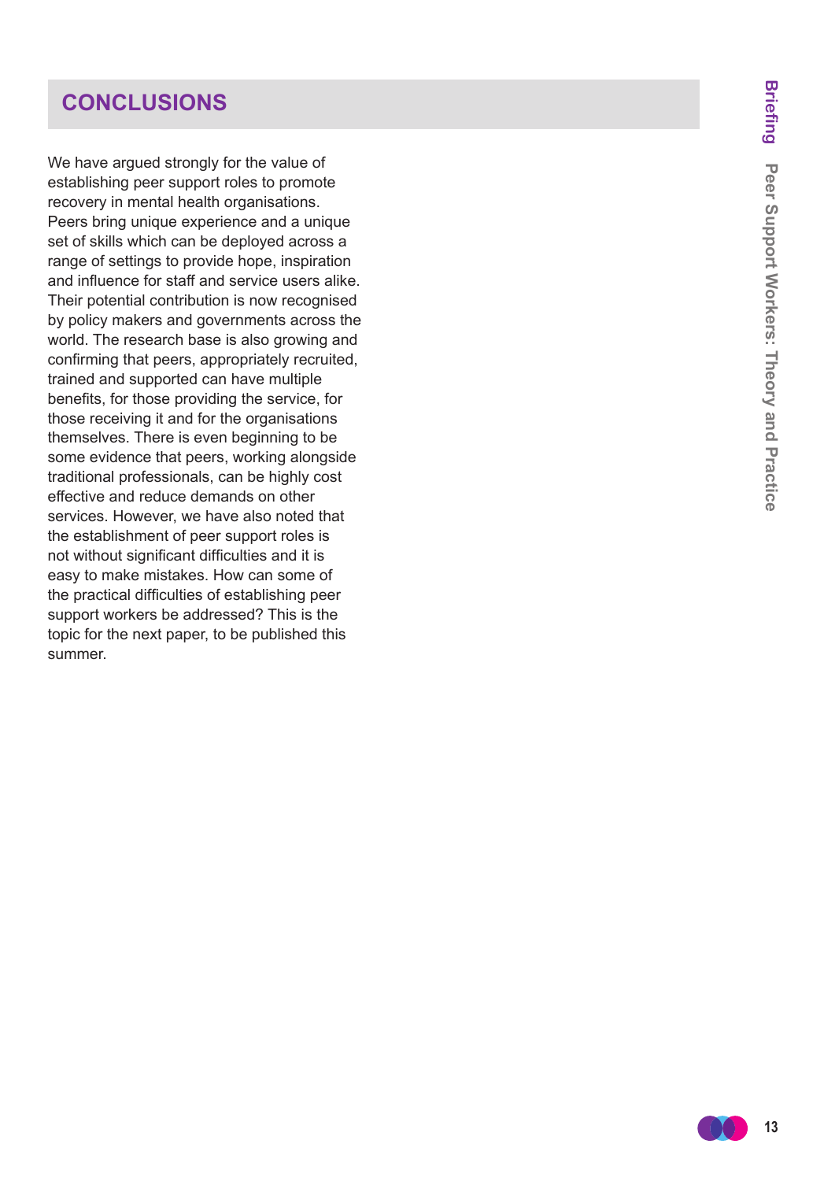## CONCLUSIONS

We have argued strongly for the value of establishing peer support roles to promote recovery in mental health organisations. Peers bring unique experience and a unique set of skills which can be deployed across a range of settings to provide hope, inspiration and influence for staff and service users alike. Their potential contribution is now recognised by policy makers and governments across the world. The research base is also growing and confirming that peers, appropriately recruited, trained and supported can have multiple benefits, for those providing the service, for those receiving it and for the organisations themselves. There is even beginning to be some evidence that peers, working alongside traditional professionals, can be highly cost effective and reduce demands on other services. However, we have also noted that the establishment of peer support roles is not without significant difficulties and it is easy to make mistakes. How can some of the practical difficulties of establishing peer support workers be addressed? This is the topic for the next paper, to be published this summer.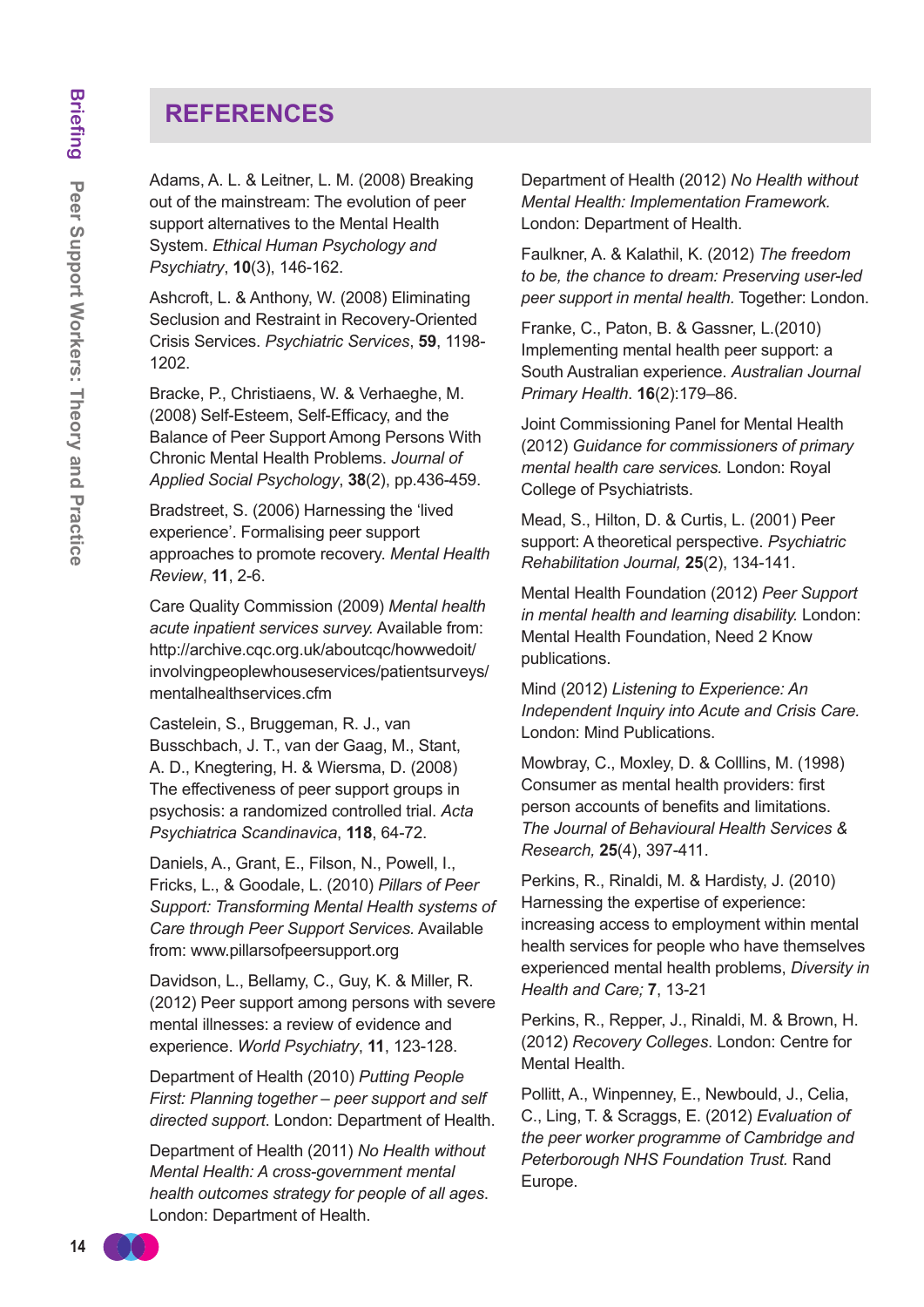## REFERENCES

Adams, A. L. & Leitner, L. M. (2008) Breaking out of the mainstream: The evolution of peer support alternatives to the Mental Health System. *Ethical Human Psychology and Psychiatry*, **10**(3), 146-162.

Ashcroft, L. & Anthony, W. (2008) Eliminating Seclusion and Restraint in Recovery-Oriented Crisis Services. *Psychiatric Services*, **59**, 1198-1202.

Bracke, P., Christiaens, W. & Verhaeghe, M. (2008) Self-Esteem, Self-Efficacy, and the Balance of Peer Support Among Persons With Chronic Mental Health Problems. *Journal of Applied Social Psychology*, **38**(2), pp.436-459.

Bradstreet, S. (2006) Harnessing the 'lived experience'. Formalising peer support approaches to promote recovery. *Mental Health Review*, **11**, 2-6.

Care Quality Commission (2009) *Mental health acute inpatient services survey.* Available from: http://archive.cqc.org.uk/aboutcqc/howwedoit/involvingpeoplewhouseservices/patientsurveys/mentalhealthservices.cfm

Castelein, S., Bruggeman, R. J., van Busschbach, J. T., van der Gaag, M., Stant, A. D., Knegtering, H. & Wiersma, D. (2008) The effectiveness of peer support groups in psychosis: a randomized controlled trial. *Acta Psychiatrica Scandinavica*, **118**, 64-72.

Daniels, A., Grant, E., Filson, N., Powell, I., Fricks, L., & Goodale, L. (2010) *Pillars of Peer Support: Transforming Mental Health systems of Care through Peer Support Services.* Available from: www.pillarsofpeersupport.org

Davidson, L., Bellamy, C., Guy, K. & Miller, R. (2012) Peer support among persons with severe mental illnesses: a review of evidence and experience. *World Psychiatry*, **11**, 123-128.

Department of Health (2010) *Putting People First: Planning together – peer support and self directed support*. London: Department of Health.

Department of Health (2011) *No Health without Mental Health: A cross-government mental health outcomes strategy for people of all ages*. London: Department of Health.

Department of Health (2012) *No Health without Mental Health: Implementation Framework.* London: Department of Health.

Faulkner, A. & Kalathil, K. (2012) *The freedom to be, the chance to dream: Preserving user-led peer support in mental health.* Together: London.

Franke, C., Paton, B. & Gassner, L.(2010) Implementing mental health peer support: a South Australian experience. *Australian Journal Primary Health*. **16**(2):179–86.

Joint Commissioning Panel for Mental Health (2012) *Guidance for commissioners of primary mental health care services.* London: Royal College of Psychiatrists.

Mead, S., Hilton, D. & Curtis, L. (2001) Peer support: A theoretical perspective. *Psychiatric Rehabilitation Journal,* **25**(2), 134-141.

Mental Health Foundation (2012) *Peer Support in mental health and learning disability.* London: Mental Health Foundation, Need 2 Know publications.

Mind (2012) *Listening to Experience: An Independent Inquiry into Acute and Crisis Care.* London: Mind Publications.

Mowbray, C., Moxley, D. & Colllins, M. (1998) Consumer as mental health providers: first person accounts of benefits and limitations. *The Journal of Behavioural Health Services & Research,* **25**(4), 397-411.

Perkins, R., Rinaldi, M. & Hardisty, J. (2010) Harnessing the expertise of experience: increasing access to employment within mental health services for people who have themselves experienced mental health problems, *Diversity in Health and Care;* **7**, 13-21

Perkins, R., Repper, J., Rinaldi, M. & Brown, H. (2012) *Recovery Colleges*. London: Centre for Mental Health.

Pollitt, A., Winpenney, E., Newbould, J., Celia, C., Ling, T. & Scraggs, E. (2012) *Evaluation of the peer worker programme of Cambridge and Peterborough NHS Foundation Trust.* Rand Europe.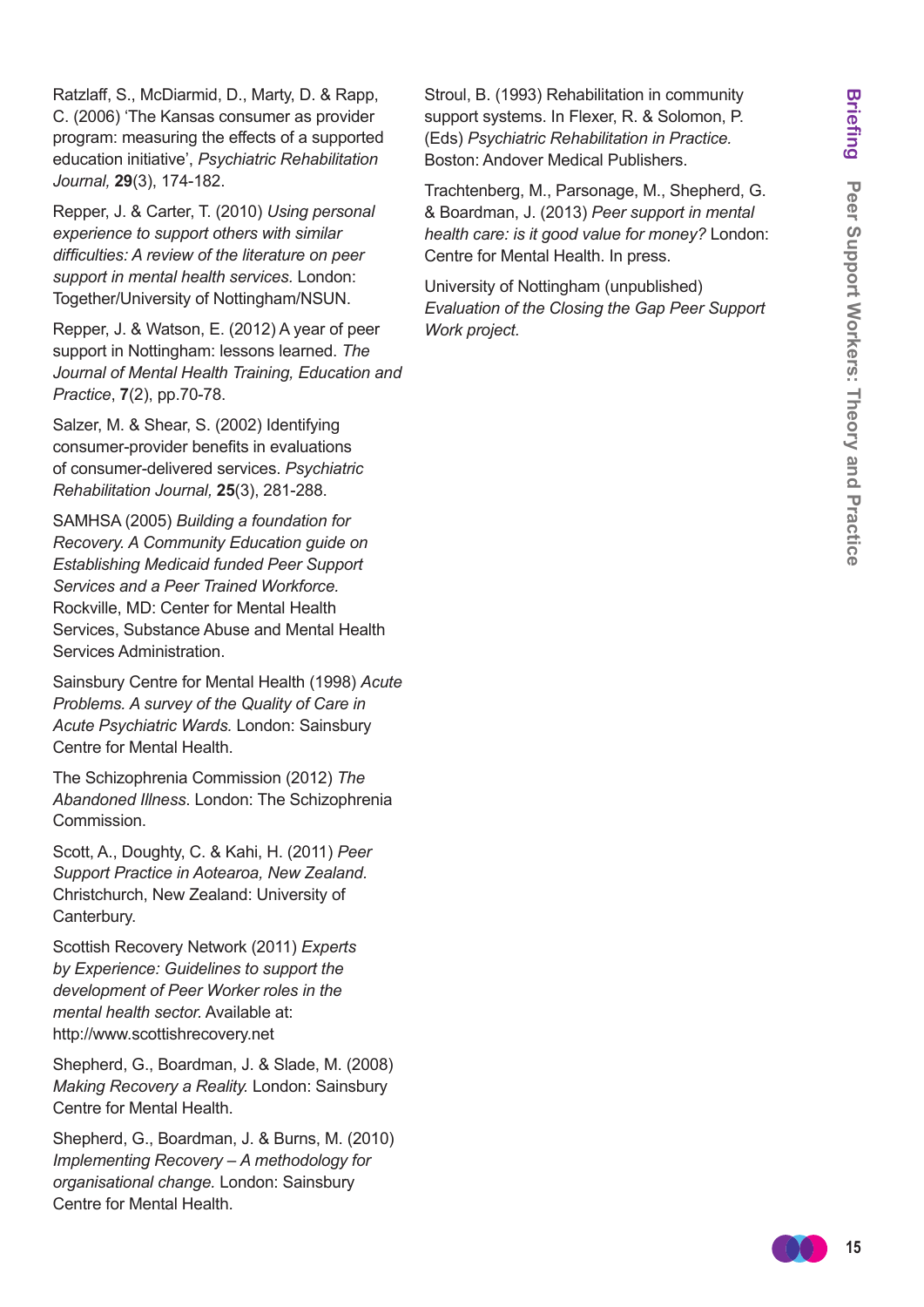Ratzlaff, S., McDiarmid, D., Marty, D. & Rapp, C. (2006) 'The Kansas consumer as provider program: measuring the effects of a supported education initiative', *Psychiatric Rehabilitation Journal,* **29**(3), 174-182.

Repper, J. & Carter, T. (2010) *Using personal experience to support others with similar difficulties: A review of the literature on peer support in mental health services.* London: Together/University of Nottingham/NSUN.

Repper, J. & Watson, E. (2012) A year of peer support in Nottingham: lessons learned. *The Journal of Mental Health Training, Education and Practice*, **7**(2), pp.70-78.

Salzer, M. & Shear, S. (2002) Identifying consumer-provider benefits in evaluations of consumer-delivered services. *Psychiatric Rehabilitation Journal,* **25**(3), 281-288.

SAMHSA (2005) *Building a foundation for Recovery. A Community Education guide on Establishing Medicaid funded Peer Support Services and a Peer Trained Workforce.* Rockville, MD: Center for Mental Health Services, Substance Abuse and Mental Health Services Administration.

Sainsbury Centre for Mental Health (1998) *Acute Problems. A survey of the Quality of Care in Acute Psychiatric Wards.* London: Sainsbury Centre for Mental Health.

The Schizophrenia Commission (2012) *The Abandoned Illness*. London: The Schizophrenia Commission.

Scott, A., Doughty, C. & Kahi, H. (2011) *Peer Support Practice in Aotearoa, New Zealand.* Christchurch, New Zealand: University of Canterbury.

Scottish Recovery Network (2011) *Experts by Experience: Guidelines to support the development of Peer Worker roles in the mental health sector.* Available at: http://www.scottishrecovery.net

Shepherd, G., Boardman, J. & Slade, M. (2008) *Making Recovery a Reality.* London: Sainsbury Centre for Mental Health.

Shepherd, G., Boardman, J. & Burns, M. (2010) *Implementing Recovery – A methodology for organisational change.* London: Sainsbury Centre for Mental Health.

Stroul, B. (1993) Rehabilitation in community support systems. In Flexer, R. & Solomon, P. (Eds) *Psychiatric Rehabilitation in Practice.* Boston: Andover Medical Publishers.

Trachtenberg, M., Parsonage, M., Shepherd, G. & Boardman, J. (2013) *Peer support in mental health care: is it good value for money?* London: Centre for Mental Health. In press.

University of Nottingham (unpublished) *Evaluation of the Closing the Gap Peer Support Work project.*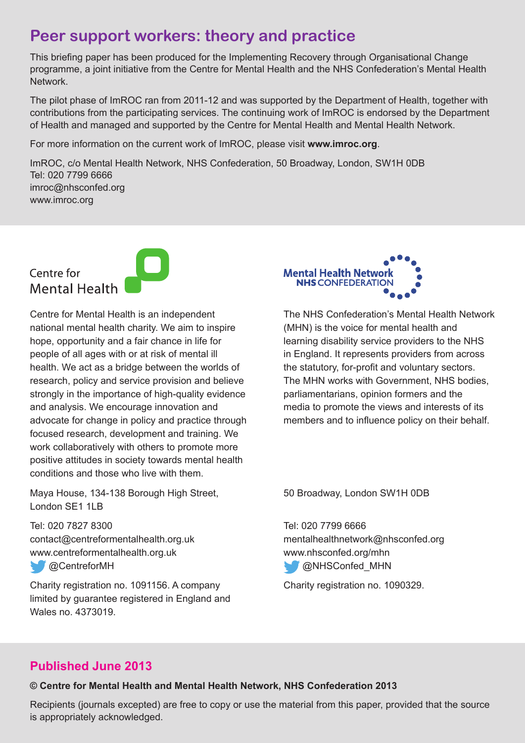## Peer support workers: theory and practice

This briefing paper has been produced for the Implementing Recovery through Organisational Change programme, a joint initiative from the Centre for Mental Health and the NHS Confederation's Mental Health Network.

The pilot phase of ImROC ran from 2011-12 and was supported by the Department of Health, together with contributions from the participating services. The continuing work of ImROC is endorsed by the Department of Health and managed and supported by the Centre for Mental Health and Mental Health Network.

For more information on the current work of ImROC, please visit **www.imroc.org**.

ImROC, c/o Mental Health Network, NHS Confederation, 50 Broadway, London, SW1H 0DB
Tel: 020 7799 6666
imroc@nhsconfed.org
www.imroc.org

Centre for Mental Health

Centre for Mental Health is an independent national mental health charity. We aim to inspire hope, opportunity and a fair chance in life for people of all ages with or at risk of mental ill health. We act as a bridge between the worlds of research, policy and service provision and believe strongly in the importance of high-quality evidence and analysis. We encourage innovation and advocate for change in policy and practice through focused research, development and training. We work collaboratively with others to promote more positive attitudes in society towards mental health conditions and those who live with them.

Maya House, 134-138 Borough High Street, London SE1 1LB

Tel: 020 7827 8300
contact@centreformentalhealth.org.uk
www.centreformentalhealth.org.uk
@CentreforMH

Charity registration no. 1091156. A company limited by guarantee registered in England and Wales no. 4373019.

Mental Health Network
NHS CONFEDERATION

The NHS Confederation's Mental Health Network (MHN) is the voice for mental health and learning disability service providers to the NHS in England. It represents providers from across the statutory, for-profit and voluntary sectors. The MHN works with Government, NHS bodies, parliamentarians, opinion formers and the media to promote the views and interests of its members and to influence policy on their behalf.

50 Broadway, London SW1H 0DB

Tel: 020 7799 6666
mentalhealthnetwork@nhsconfed.org
www.nhsconfed.org/mhn
@NHSConfed_MHN

Charity registration no. 1090329.

### Published June 2013

**© Centre for Mental Health and Mental Health Network, NHS Confederation 2013**

Recipients (journals excepted) are free to copy or use the material from this paper, provided that the source is appropriately acknowledged.